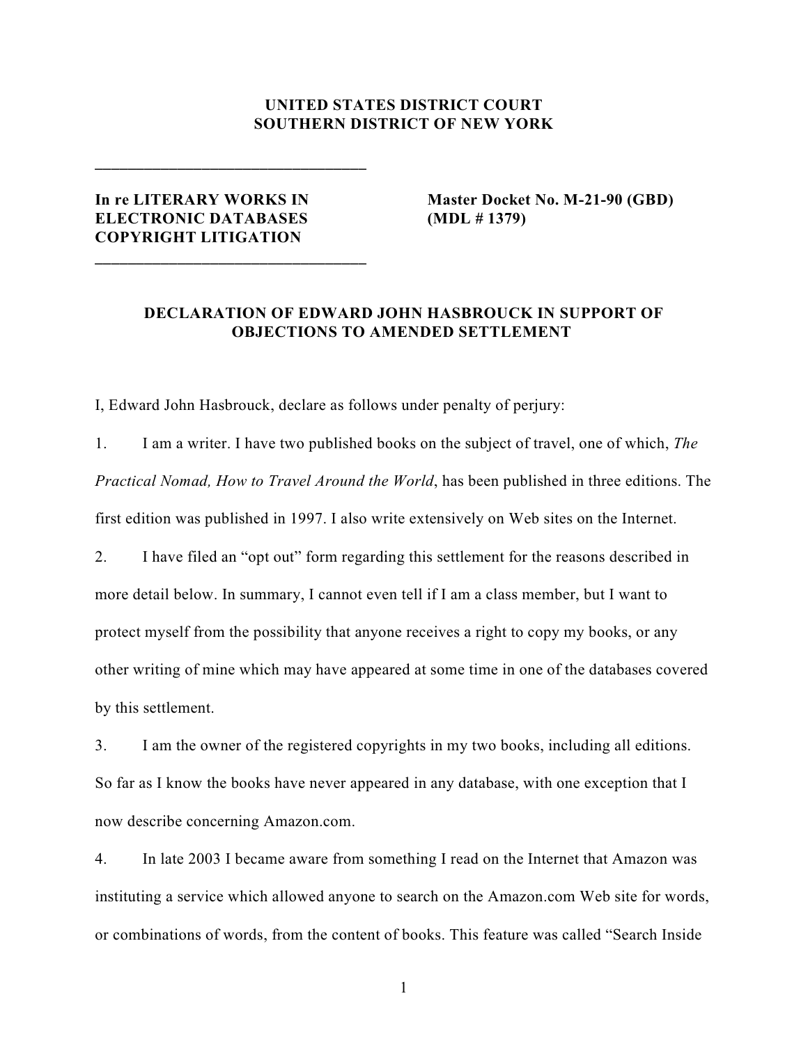**UNITED STATES DISTRICT COURT**
**SOUTHERN DISTRICT OF NEW YORK**

---

**In re LITERARY WORKS IN ELECTRONIC DATABASES COPYRIGHT LITIGATION**

**Master Docket No. M-21-90 (GBD) (MDL # 1379)**

---

**DECLARATION OF EDWARD JOHN HASBROUCK IN SUPPORT OF OBJECTIONS TO AMENDED SETTLEMENT**

I, Edward John Hasbrouck, declare as follows under penalty of perjury:

1. I am a writer. I have two published books on the subject of travel, one of which, *The Practical Nomad, How to Travel Around the World*, has been published in three editions. The first edition was published in 1997. I also write extensively on Web sites on the Internet.

2. I have filed an "opt out" form regarding this settlement for the reasons described in more detail below. In summary, I cannot even tell if I am a class member, but I want to protect myself from the possibility that anyone receives a right to copy my books, or any other writing of mine which may have appeared at some time in one of the databases covered by this settlement.

3. I am the owner of the registered copyrights in my two books, including all editions. So far as I know the books have never appeared in any database, with one exception that I now describe concerning Amazon.com.

4. In late 2003 I became aware from something I read on the Internet that Amazon was instituting a service which allowed anyone to search on the Amazon.com Web site for words, or combinations of words, from the content of books. This feature was called "Search Inside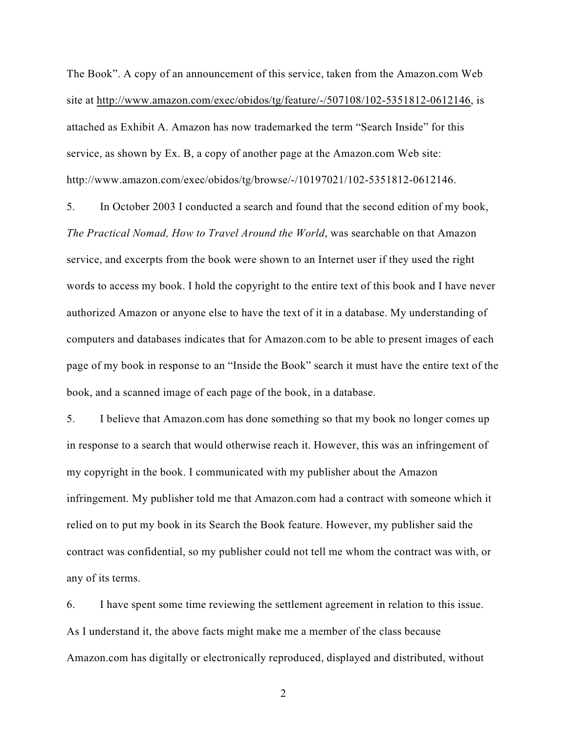The Book". A copy of an announcement of this service, taken from the Amazon.com Web site at http://www.amazon.com/exec/obidos/tg/feature/-/507108/102-5351812-0612146, is attached as Exhibit A. Amazon has now trademarked the term "Search Inside" for this service, as shown by Ex. B, a copy of another page at the Amazon.com Web site: http://www.amazon.com/exec/obidos/tg/browse/-/10197021/102-5351812-0612146.

5. In October 2003 I conducted a search and found that the second edition of my book, *The Practical Nomad, How to Travel Around the World*, was searchable on that Amazon service, and excerpts from the book were shown to an Internet user if they used the right words to access my book. I hold the copyright to the entire text of this book and I have never authorized Amazon or anyone else to have the text of it in a database. My understanding of computers and databases indicates that for Amazon.com to be able to present images of each page of my book in response to an "Inside the Book" search it must have the entire text of the book, and a scanned image of each page of the book, in a database.

5. I believe that Amazon.com has done something so that my book no longer comes up in response to a search that would otherwise reach it. However, this was an infringement of my copyright in the book. I communicated with my publisher about the Amazon infringement. My publisher told me that Amazon.com had a contract with someone which it relied on to put my book in its Search the Book feature. However, my publisher said the contract was confidential, so my publisher could not tell me whom the contract was with, or any of its terms.

6. I have spent some time reviewing the settlement agreement in relation to this issue. As I understand it, the above facts might make me a member of the class because Amazon.com has digitally or electronically reproduced, displayed and distributed, without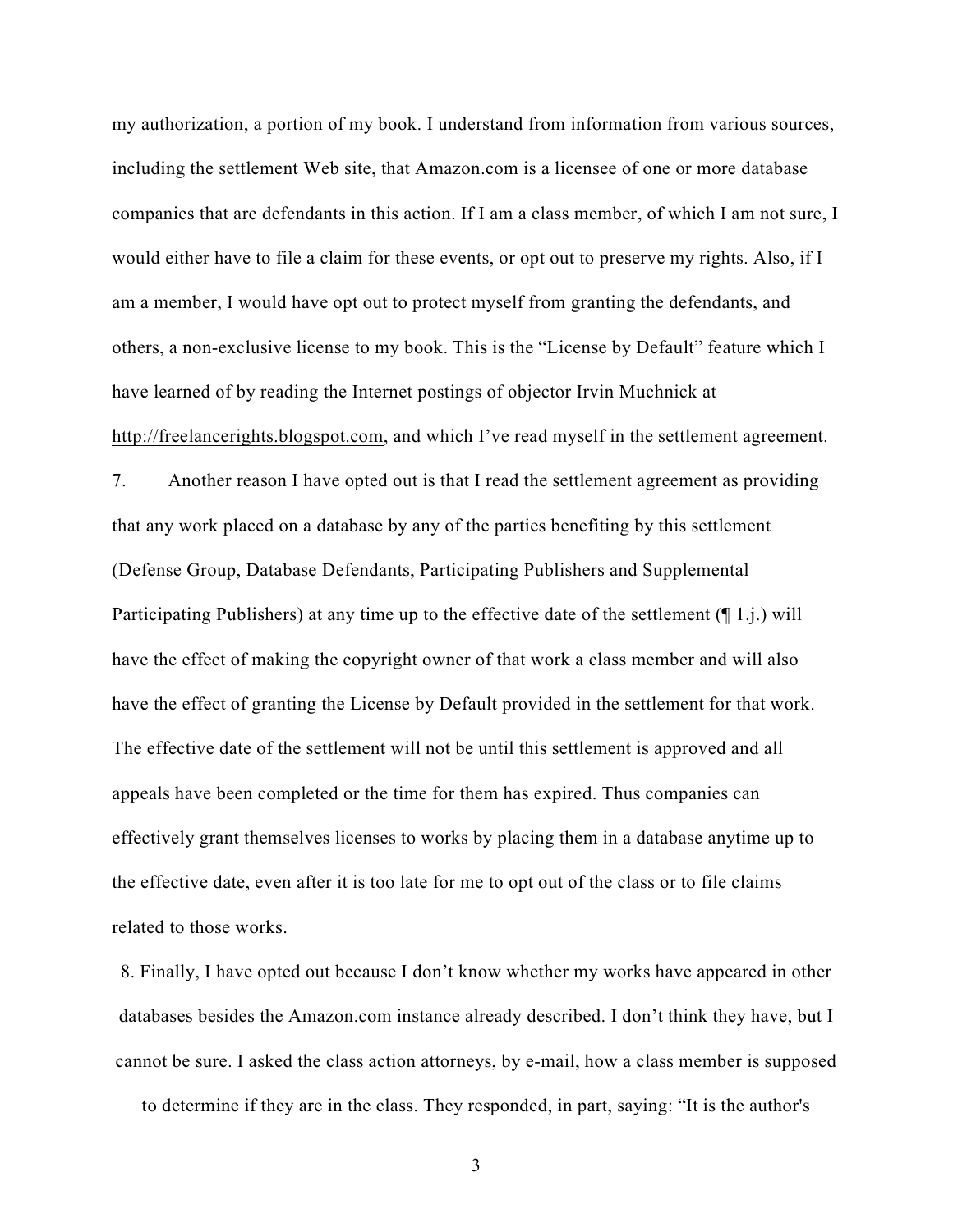my authorization, a portion of my book. I understand from information from various sources, including the settlement Web site, that Amazon.com is a licensee of one or more database companies that are defendants in this action. If I am a class member, of which I am not sure, I would either have to file a claim for these events, or opt out to preserve my rights. Also, if I am a member, I would have opt out to protect myself from granting the defendants, and others, a non-exclusive license to my book. This is the "License by Default" feature which I have learned of by reading the Internet postings of objector Irvin Muchnick at http://freelancerights.blogspot.com, and which I've read myself in the settlement agreement.

7. Another reason I have opted out is that I read the settlement agreement as providing that any work placed on a database by any of the parties benefiting by this settlement (Defense Group, Database Defendants, Participating Publishers and Supplemental Participating Publishers) at any time up to the effective date of the settlement (¶ 1.j.) will have the effect of making the copyright owner of that work a class member and will also have the effect of granting the License by Default provided in the settlement for that work. The effective date of the settlement will not be until this settlement is approved and all appeals have been completed or the time for them has expired. Thus companies can effectively grant themselves licenses to works by placing them in a database anytime up to the effective date, even after it is too late for me to opt out of the class or to file claims related to those works.

8. Finally, I have opted out because I don't know whether my works have appeared in other databases besides the Amazon.com instance already described. I don't think they have, but I cannot be sure. I asked the class action attorneys, by e-mail, how a class member is supposed to determine if they are in the class. They responded, in part, saying: "It is the author's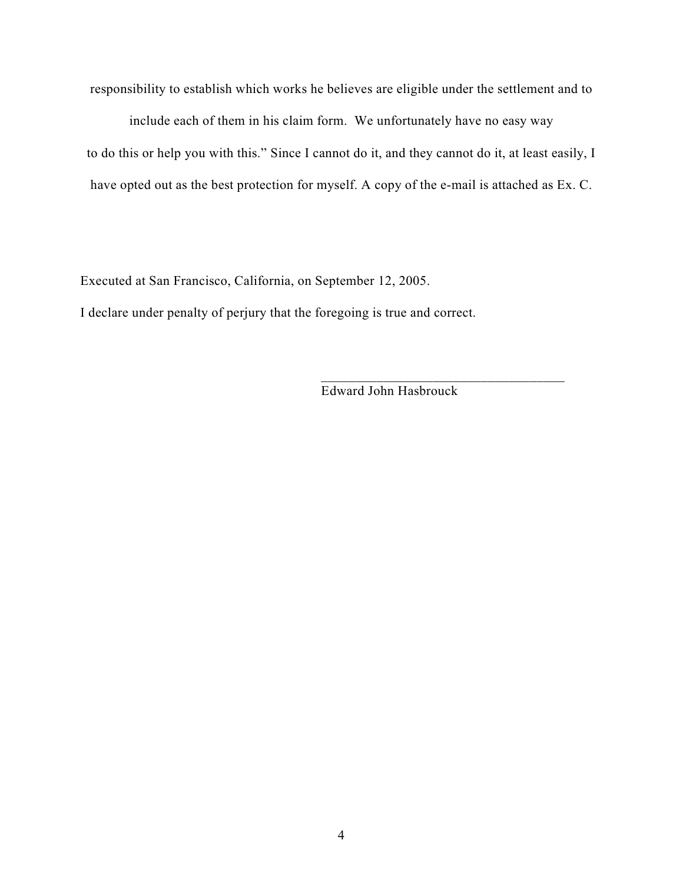responsibility to establish which works he believes are eligible under the settlement and to include each of them in his claim form. We unfortunately have no easy way to do this or help you with this." Since I cannot do it, and they cannot do it, at least easily, I have opted out as the best protection for myself. A copy of the e-mail is attached as Ex. C.

Executed at San Francisco, California, on September 12, 2005.

I declare under penalty of perjury that the foregoing is true and correct.

\_\_\_\_\_\_\_\_\_\_\_\_\_\_\_\_\_\_\_\_\_\_\_\_\_\_\_\_\_\_\_\_\_\_\_\_

Edward John Hasbrouck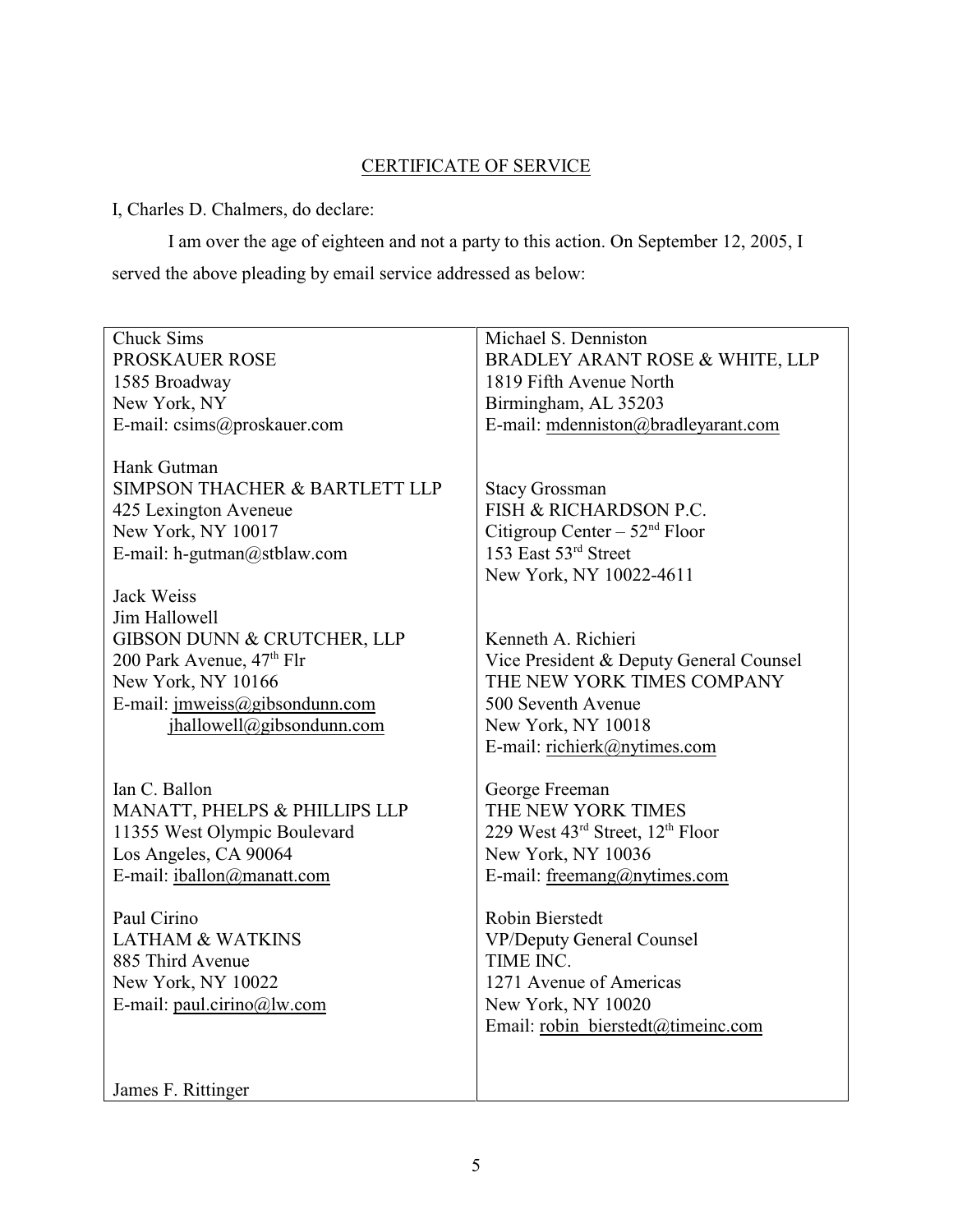# CERTIFICATE OF SERVICE

I, Charles D. Chalmers, do declare:

I am over the age of eighteen and not a party to this action. On September 12, 2005, I served the above pleading by email service addressed as below:

| | |
|---|---|
| Chuck Sims<br>PROSKAUER ROSE<br>1585 Broadway<br>New York, NY<br>E-mail: csims@proskauer.com | Michael S. Denniston<br>BRADLEY ARANT ROSE & WHITE, LLP<br>1819 Fifth Avenue North<br>Birmingham, AL 35203<br>E-mail: mdenniston@bradleyarant.com |
| Hank Gutman<br>SIMPSON THACHER & BARTLETT LLP<br>425 Lexington Aveneue<br>New York, NY 10017<br>E-mail: h-gutman@stblaw.com | Stacy Grossman<br>FISH & RICHARDSON P.C.<br>Citigroup Center – 52nd Floor<br>153 East 53rd Street<br>New York, NY 10022-4611 |
| Jack Weiss<br>Jim Hallowell<br>GIBSON DUNN & CRUTCHER, LLP<br>200 Park Avenue, 47th Flr<br>New York, NY 10166<br>E-mail: jmweiss@gibsondunn.com<br>jhallowell@gibsondunn.com | Kenneth A. Richieri<br>Vice President & Deputy General Counsel<br>THE NEW YORK TIMES COMPANY<br>500 Seventh Avenue<br>New York, NY 10018<br>E-mail: richierk@nytimes.com |
| Ian C. Ballon<br>MANATT, PHELPS & PHILLIPS LLP<br>11355 West Olympic Boulevard<br>Los Angeles, CA 90064<br>E-mail: iballon@manatt.com | George Freeman<br>THE NEW YORK TIMES<br>229 West 43rd Street, 12th Floor<br>New York, NY 10036<br>E-mail: freemang@nytimes.com |
| Paul Cirino<br>LATHAM & WATKINS<br>885 Third Avenue<br>New York, NY 10022<br>E-mail: paul.cirino@lw.com | Robin Bierstedt<br>VP/Deputy General Counsel<br>TIME INC.<br>1271 Avenue of Americas<br>New York, NY 10020<br>Email: robin_bierstedt@timeinc.com |
| James F. Rittinger | |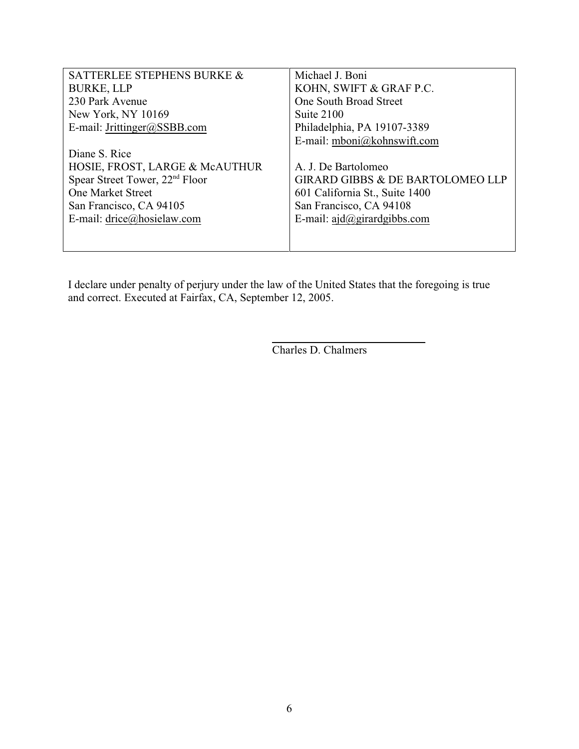| | |
|---|---|
| SATTERLEE STEPHENS BURKE & BURKE, LLP<br>230 Park Avenue<br>New York, NY 10169<br>E-mail: Jrittinger@SSBB.com<br><br>Diane S. Rice<br>HOSIE, FROST, LARGE & McAUTHUR<br>Spear Street Tower, 22nd Floor<br>One Market Street<br>San Francisco, CA 94105<br>E-mail: drice@hosielaw.com | Michael J. Boni<br>KOHN, SWIFT & GRAF P.C.<br>One South Broad Street<br>Suite 2100<br>Philadelphia, PA 19107-3389<br>E-mail: mboni@kohnswift.com<br><br>A. J. De Bartolomeo<br>GIRARD GIBBS & DE BARTOLOMEO LLP<br>601 California St., Suite 1400<br>San Francisco, CA 94108<br>E-mail: ajd@girardgibbs.com |

I declare under penalty of perjury under the law of the United States that the foregoing is true and correct. Executed at Fairfax, CA, September 12, 2005.

Charles D. Chalmers